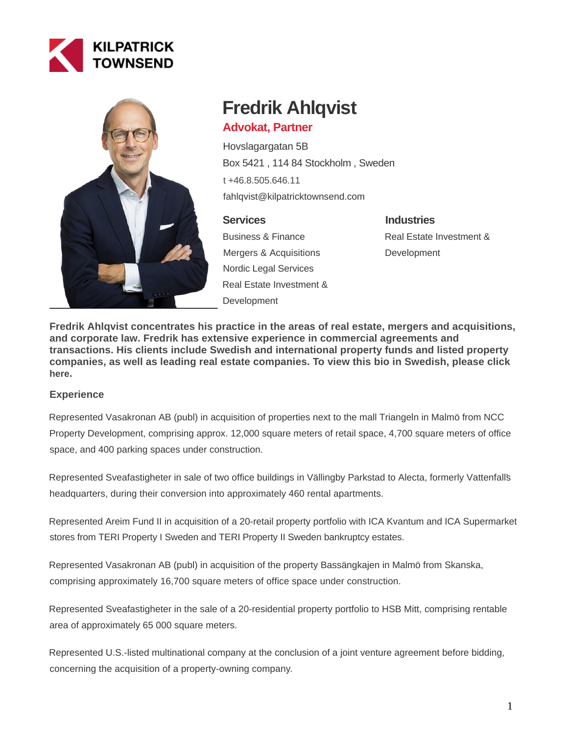KILPATRICK TOWNSEND

# Fredrik Ahlqvist

## Advokat, Partner

Hovslagargatan 5B

Box 5421 , 114 84 Stockholm , Sweden

t +46.8.505.646.11

fahlqvist@kilpatricktownsend.com

### Services

Business & Finance

Mergers & Acquisitions

Nordic Legal Services

Real Estate Investment & Development

### Industries

Real Estate Investment & Development

**Fredrik Ahlqvist concentrates his practice in the areas of real estate, mergers and acquisitions, and corporate law. Fredrik has extensive experience in commercial agreements and transactions. His clients include Swedish and international property funds and listed property companies, as well as leading real estate companies. To view this bio in Swedish, please click here.**

### Experience

Represented Vasakronan AB (publ) in acquisition of properties next to the mall Triangeln in Malmö from NCC Property Development, comprising approx. 12,000 square meters of retail space, 4,700 square meters of office space, and 400 parking spaces under construction.

Represented Sveafastigheter in sale of two office buildings in Vällingby Parkstad to Alecta, formerly Vattenfalls headquarters, during their conversion into approximately 460 rental apartments.

Represented Areim Fund II in acquisition of a 20-retail property portfolio with ICA Kvantum and ICA Supermarket stores from TERI Property I Sweden and TERI Property II Sweden bankruptcy estates.

Represented Vasakronan AB (publ) in acquisition of the property Bassängkajen in Malmö from Skanska, comprising approximately 16,700 square meters of office space under construction.

Represented Sveafastigheter in the sale of a 20-residential property portfolio to HSB Mitt, comprising rentable area of approximately 65 000 square meters.

Represented U.S.-listed multinational company at the conclusion of a joint venture agreement before bidding, concerning the acquisition of a property-owning company.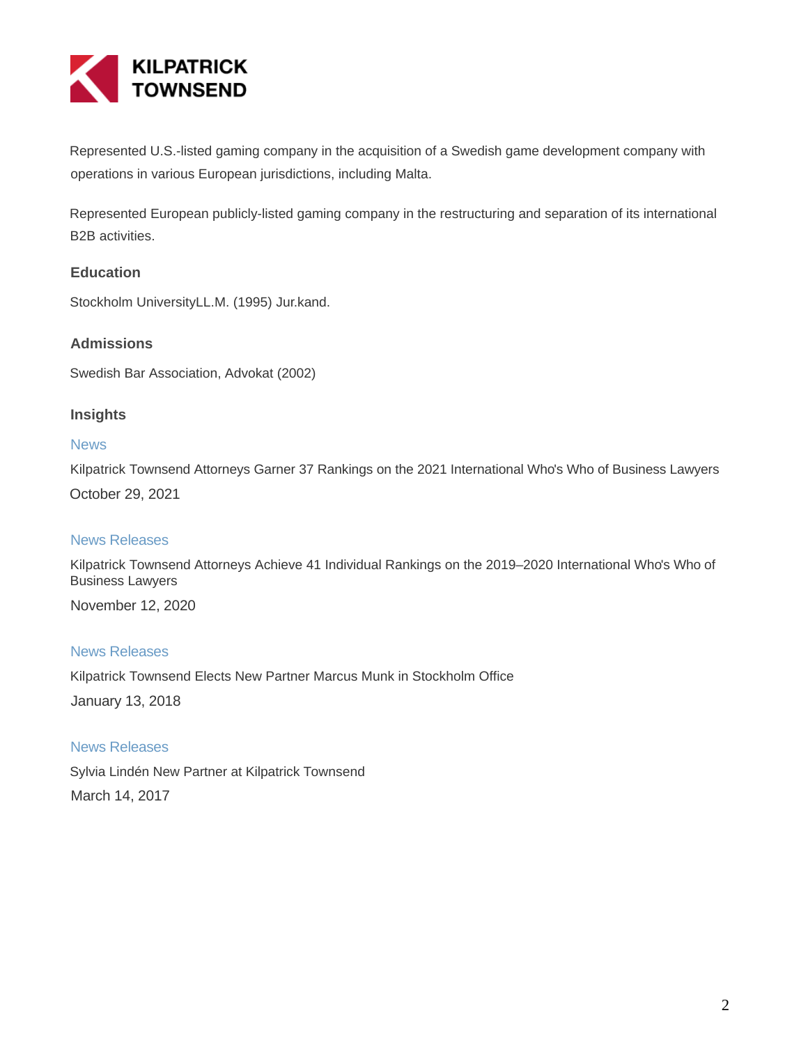Represented U.S.-listed gaming company in the acquisition of a Swedish game development company with operations in various European jurisdictions, including Malta.

Represented European publicly-listed gaming company in the restructuring and separation of its international B2B activities.

### Education

Stockholm UniversityLL.M. (1995) Jur.kand.

### Admissions

Swedish Bar Association, Advokat (2002)

### Insights

News

Kilpatrick Townsend Attorneys Garner 37 Rankings on the 2021 International Who's Who of Business Lawyers

October 29, 2021

News Releases

Kilpatrick Townsend Attorneys Achieve 41 Individual Rankings on the 2019–2020 International Who's Who of Business Lawyers

November 12, 2020

News Releases

Kilpatrick Townsend Elects New Partner Marcus Munk in Stockholm Office

January 13, 2018

News Releases

Sylvia Lindén New Partner at Kilpatrick Townsend

March 14, 2017